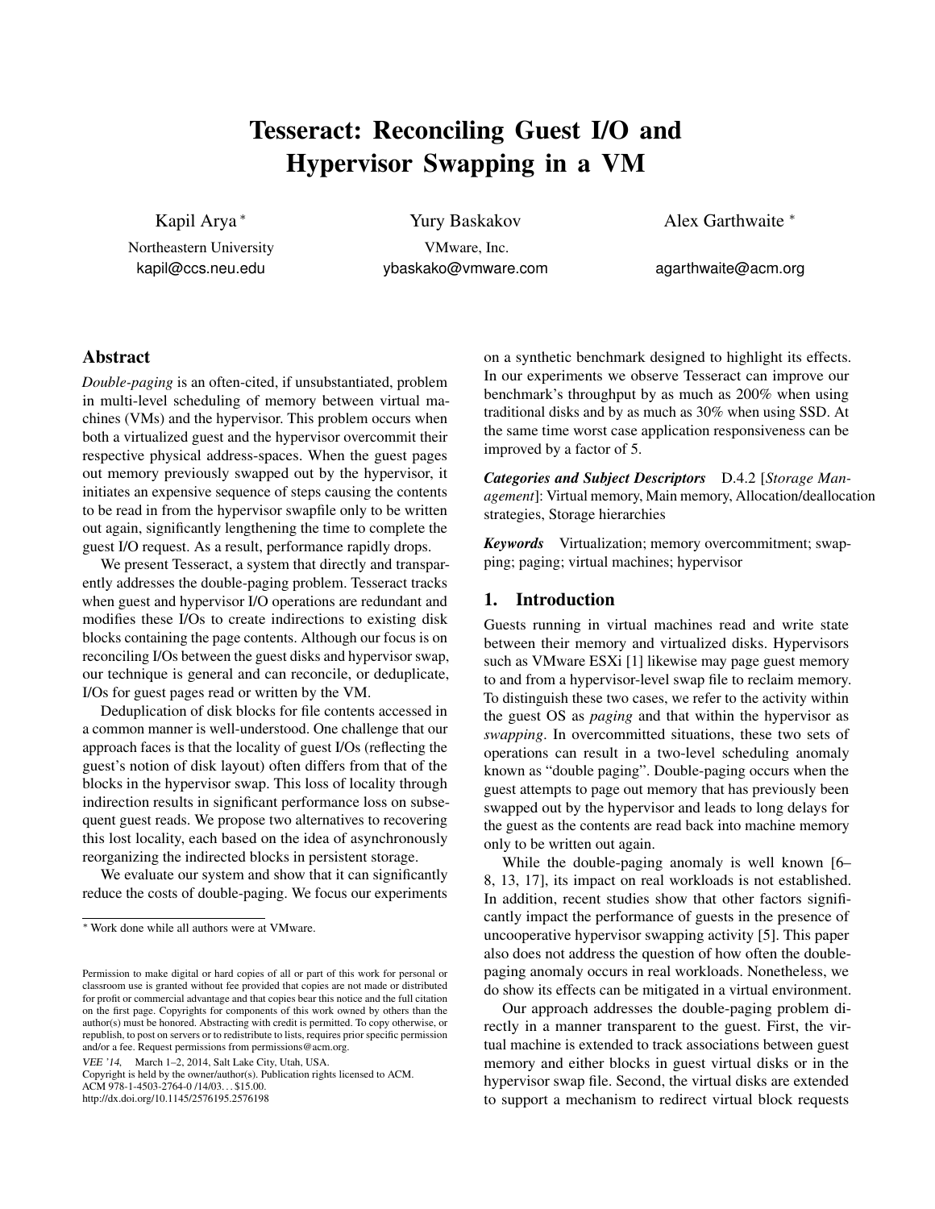# Tesseract: Reconciling Guest I/O and Hypervisor Swapping in a VM

Kapil Arya *
Northeastern University
kapil@ccs.neu.edu

Yury Baskakov
VMware, Inc.
ybaskako@vmware.com

Alex Garthwaite *
agarthwaite@acm.org

## Abstract

*Double-paging* is an often-cited, if unsubstantiated, problem in multi-level scheduling of memory between virtual machines (VMs) and the hypervisor. This problem occurs when both a virtualized guest and the hypervisor overcommit their respective physical address-spaces. When the guest pages out memory previously swapped out by the hypervisor, it initiates an expensive sequence of steps causing the contents to be read in from the hypervisor swapfile only to be written out again, significantly lengthening the time to complete the guest I/O request. As a result, performance rapidly drops.

We present Tesseract, a system that directly and transparently addresses the double-paging problem. Tesseract tracks when guest and hypervisor I/O operations are redundant and modifies these I/Os to create indirections to existing disk blocks containing the page contents. Although our focus is on reconciling I/Os between the guest disks and hypervisor swap, our technique is general and can reconcile, or deduplicate, I/Os for guest pages read or written by the VM.

Deduplication of disk blocks for file contents accessed in a common manner is well-understood. One challenge that our approach faces is that the locality of guest I/Os (reflecting the guest's notion of disk layout) often differs from that of the blocks in the hypervisor swap. This loss of locality through indirection results in significant performance loss on subsequent guest reads. We propose two alternatives to recovering this lost locality, each based on the idea of asynchronously reorganizing the indirected blocks in persistent storage.

We evaluate our system and show that it can significantly reduce the costs of double-paging. We focus our experiments on a synthetic benchmark designed to highlight its effects. In our experiments we observe Tesseract can improve our benchmark's throughput by as much as 200% when using traditional disks and by as much as 30% when using SSD. At the same time worst case application responsiveness can be improved by a factor of 5.

*Categories and Subject Descriptors* D.4.2 [*Storage Management*]: Virtual memory, Main memory, Allocation/deallocation strategies, Storage hierarchies

*Keywords* Virtualization; memory overcommitment; swapping; paging; virtual machines; hypervisor

## 1. Introduction

Guests running in virtual machines read and write state between their memory and virtualized disks. Hypervisors such as VMware ESXi [1] likewise may page guest memory to and from a hypervisor-level swap file to reclaim memory. To distinguish these two cases, we refer to the activity within the guest OS as *paging* and that within the hypervisor as *swapping*. In overcommitted situations, these two sets of operations can result in a two-level scheduling anomaly known as "double paging". Double-paging occurs when the guest attempts to page out memory that has previously been swapped out by the hypervisor and leads to long delays for the guest as the contents are read back into machine memory only to be written out again.

While the double-paging anomaly is well known [6–8, 13, 17], its impact on real workloads is not established. In addition, recent studies show that other factors significantly impact the performance of guests in the presence of uncooperative hypervisor swapping activity [5]. This paper also does not address the question of how often the double-paging anomaly occurs in real workloads. Nonetheless, we do show its effects can be mitigated in a virtual environment.

Our approach addresses the double-paging problem directly in a manner transparent to the guest. First, the virtual machine is extended to track associations between guest memory and either blocks in guest virtual disks or in the hypervisor swap file. Second, the virtual disks are extended to support a mechanism to redirect virtual block requests

---

* Work done while all authors were at VMware.

Permission to make digital or hard copies of all or part of this work for personal or classroom use is granted without fee provided that copies are not made or distributed for profit or commercial advantage and that copies bear this notice and the full citation on the first page. Copyrights for components of this work owned by others than the author(s) must be honored. Abstracting with credit is permitted. To copy otherwise, or republish, to post on servers or to redistribute to lists, requires prior specific permission and/or a fee. Request permissions from permissions@acm.org.

*VEE '14*, March 1–2, 2014, Salt Lake City, Utah, USA.
Copyright is held by the owner/author(s). Publication rights licensed to ACM.
ACM 978-1-4503-2764-0 /14/03. . . $15.00.
http://dx.doi.org/10.1145/2576195.2576198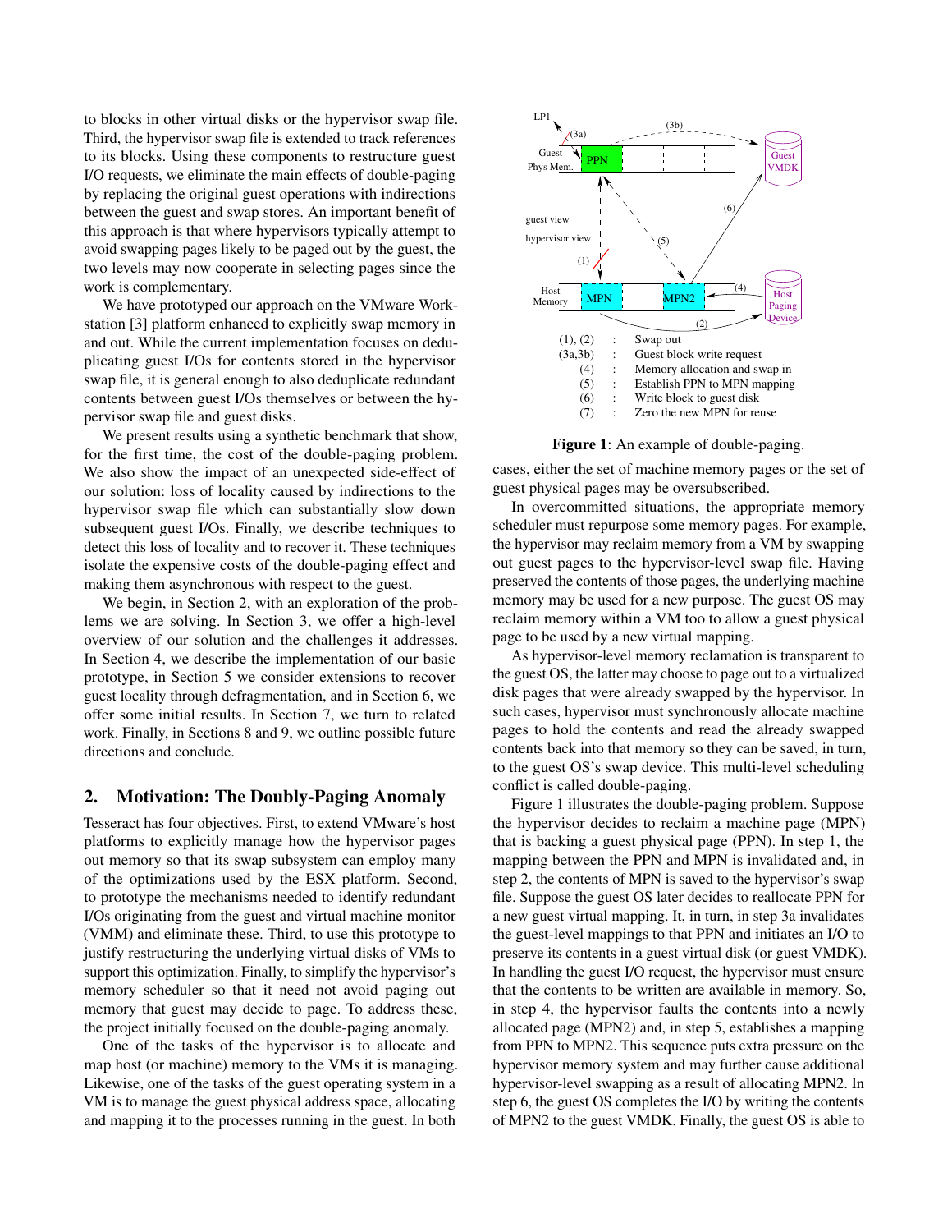to blocks in other virtual disks or the hypervisor swap file. Third, the hypervisor swap file is extended to track references to its blocks. Using these components to restructure guest I/O requests, we eliminate the main effects of double-paging by replacing the original guest operations with indirections between the guest and swap stores. An important benefit of this approach is that where hypervisors typically attempt to avoid swapping pages likely to be paged out by the guest, the two levels may now cooperate in selecting pages since the work is complementary.

We have prototyped our approach on the VMware Workstation [3] platform enhanced to explicitly swap memory in and out. While the current implementation focuses on deduplicating guest I/Os for contents stored in the hypervisor swap file, it is general enough to also deduplicate redundant contents between guest I/Os themselves or between the hypervisor swap file and guest disks.

We present results using a synthetic benchmark that show, for the first time, the cost of the double-paging problem. We also show the impact of an unexpected side-effect of our solution: loss of locality caused by indirections to the hypervisor swap file which can substantially slow down subsequent guest I/Os. Finally, we describe techniques to detect this loss of locality and to recover it. These techniques isolate the expensive costs of the double-paging effect and making them asynchronous with respect to the guest.

We begin, in Section 2, with an exploration of the problems we are solving. In Section 3, we offer a high-level overview of our solution and the challenges it addresses. In Section 4, we describe the implementation of our basic prototype, in Section 5 we consider extensions to recover guest locality through defragmentation, and in Section 6, we offer some initial results. In Section 7, we turn to related work. Finally, in Sections 8 and 9, we outline possible future directions and conclude.

## 2. Motivation: The Doubly-Paging Anomaly

Tesseract has four objectives. First, to extend VMware's host platforms to explicitly manage how the hypervisor pages out memory so that its swap subsystem can employ many of the optimizations used by the ESX platform. Second, to prototype the mechanisms needed to identify redundant I/Os originating from the guest and virtual machine monitor (VMM) and eliminate these. Third, to use this prototype to justify restructuring the underlying virtual disks of VMs to support this optimization. Finally, to simplify the hypervisor's memory scheduler so that it need not avoid paging out memory that guest may decide to page. To address these, the project initially focused on the double-paging anomaly.

One of the tasks of the hypervisor is to allocate and map host (or machine) memory to the VMs it is managing. Likewise, one of the tasks of the guest operating system in a VM is to manage the guest physical address space, allocating and mapping it to the processes running in the guest. In both cases, either the set of machine memory pages or the set of guest physical pages may be oversubscribed.

| | | |
|---|---|---|
| (1), (2) | : | Swap out |
| (3a,3b) | : | Guest block write request |
| (4) | : | Memory allocation and swap in |
| (5) | : | Establish PPN to MPN mapping |
| (6) | : | Write block to guest disk |
| (7) | : | Zero the new MPN for reuse |

**Figure 1**: An example of double-paging.

In overcommitted situations, the appropriate memory scheduler must repurpose some memory pages. For example, the hypervisor may reclaim memory from a VM by swapping out guest pages to the hypervisor-level swap file. Having preserved the contents of those pages, the underlying machine memory may be used for a new purpose. The guest OS may reclaim memory within a VM too to allow a guest physical page to be used by a new virtual mapping.

As hypervisor-level memory reclamation is transparent to the guest OS, the latter may choose to page out to a virtualized disk pages that were already swapped by the hypervisor. In such cases, hypervisor must synchronously allocate machine pages to hold the contents and read the already swapped contents back into that memory so they can be saved, in turn, to the guest OS's swap device. This multi-level scheduling conflict is called double-paging.

Figure 1 illustrates the double-paging problem. Suppose the hypervisor decides to reclaim a machine page (MPN) that is backing a guest physical page (PPN). In step 1, the mapping between the PPN and MPN is invalidated and, in step 2, the contents of MPN is saved to the hypervisor's swap file. Suppose the guest OS later decides to reallocate PPN for a new guest virtual mapping. It, in turn, in step 3a invalidates the guest-level mappings to that PPN and initiates an I/O to preserve its contents in a guest virtual disk (or guest VMDK). In handling the guest I/O request, the hypervisor must ensure that the contents to be written are available in memory. So, in step 4, the hypervisor faults the contents into a newly allocated page (MPN2) and, in step 5, establishes a mapping from PPN to MPN2. This sequence puts extra pressure on the hypervisor memory system and may further cause additional hypervisor-level swapping as a result of allocating MPN2. In step 6, the guest OS completes the I/O by writing the contents of MPN2 to the guest VMDK. Finally, the guest OS is able to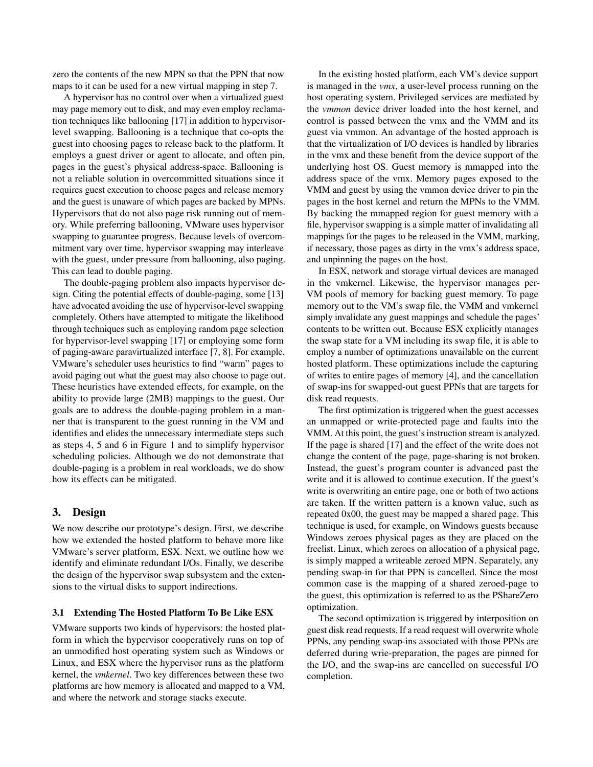zero the contents of the new MPN so that the PPN that now maps to it can be used for a new virtual mapping in step 7.

A hypervisor has no control over when a virtualized guest may page memory out to disk, and may even employ reclamation techniques like ballooning [17] in addition to hypervisor-level swapping. Ballooning is a technique that co-opts the guest into choosing pages to release back to the platform. It employs a guest driver or agent to allocate, and often pin, pages in the guest's physical address-space. Ballooning is not a reliable solution in overcommitted situations since it requires guest execution to choose pages and release memory and the guest is unaware of which pages are backed by MPNs. Hypervisors that do not also page risk running out of memory. While preferring ballooning, VMware uses hypervisor swapping to guarantee progress. Because levels of overcommitment vary over time, hypervisor swapping may interleave with the guest, under pressure from ballooning, also paging. This can lead to double paging.

The double-paging problem also impacts hypervisor design. Citing the potential effects of double-paging, some [13] have advocated avoiding the use of hypervisor-level swapping completely. Others have attempted to mitigate the likelihood through techniques such as employing random page selection for hypervisor-level swapping [17] or employing some form of paging-aware paravirtualized interface [7, 8]. For example, VMware's scheduler uses heuristics to find "warm" pages to avoid paging out what the guest may also choose to page out. These heuristics have extended effects, for example, on the ability to provide large (2MB) mappings to the guest. Our goals are to address the double-paging problem in a manner that is transparent to the guest running in the VM and identifies and elides the unnecessary intermediate steps such as steps 4, 5 and 6 in Figure 1 and to simplify hypervisor scheduling policies. Although we do not demonstrate that double-paging is a problem in real workloads, we do show how its effects can be mitigated.

## 3. Design

We now describe our prototype's design. First, we describe how we extended the hosted platform to behave more like VMware's server platform, ESX. Next, we outline how we identify and eliminate redundant I/Os. Finally, we describe the design of the hypervisor swap subsystem and the extensions to the virtual disks to support indirections.

### 3.1 Extending The Hosted Platform To Be Like ESX

VMware supports two kinds of hypervisors: the hosted platform in which the hypervisor cooperatively runs on top of an unmodified host operating system such as Windows or Linux, and ESX where the hypervisor runs as the platform kernel, the *vmkernel*. Two key differences between these two platforms are how memory is allocated and mapped to a VM, and where the network and storage stacks execute.

In the existing hosted platform, each VM's device support is managed in the *vmx*, a user-level process running on the host operating system. Privileged services are mediated by the *vmmon* device driver loaded into the host kernel, and control is passed between the vmx and the VMM and its guest via vmmon. An advantage of the hosted approach is that the virtualization of I/O devices is handled by libraries in the vmx and these benefit from the device support of the underlying host OS. Guest memory is mmapped into the address space of the vmx. Memory pages exposed to the VMM and guest by using the vmmon device driver to pin the pages in the host kernel and return the MPNs to the VMM. By backing the mmapped region for guest memory with a file, hypervisor swapping is a simple matter of invalidating all mappings for the pages to be released in the VMM, marking, if necessary, those pages as dirty in the vmx's address space, and unpinning the pages on the host.

In ESX, network and storage virtual devices are managed in the vmkernel. Likewise, the hypervisor manages per-VM pools of memory for backing guest memory. To page memory out to the VM's swap file, the VMM and vmkernel simply invalidate any guest mappings and schedule the pages' contents to be written out. Because ESX explicitly manages the swap state for a VM including its swap file, it is able to employ a number of optimizations unavailable on the current hosted platform. These optimizations include the capturing of writes to entire pages of memory [4], and the cancellation of swap-ins for swapped-out guest PPNs that are targets for disk read requests.

The first optimization is triggered when the guest accesses an unmapped or write-protected page and faults into the VMM. At this point, the guest's instruction stream is analyzed. If the page is shared [17] and the effect of the write does not change the content of the page, page-sharing is not broken. Instead, the guest's program counter is advanced past the write and it is allowed to continue execution. If the guest's write is overwriting an entire page, one or both of two actions are taken. If the written pattern is a known value, such as repeated 0x00, the guest may be mapped a shared page. This technique is used, for example, on Windows guests because Windows zeroes physical pages as they are placed on the freelist. Linux, which zeroes on allocation of a physical page, is simply mapped a writeable zeroed MPN. Separately, any pending swap-in for that PPN is cancelled. Since the most common case is the mapping of a shared zeroed-page to the guest, this optimization is referred to as the PShareZero optimization.

The second optimization is triggered by interposition on guest disk read requests. If a read request will overwrite whole PPNs, any pending swap-ins associated with those PPNs are deferred during wrie-preparation, the pages are pinned for the I/O, and the swap-ins are cancelled on successful I/O completion.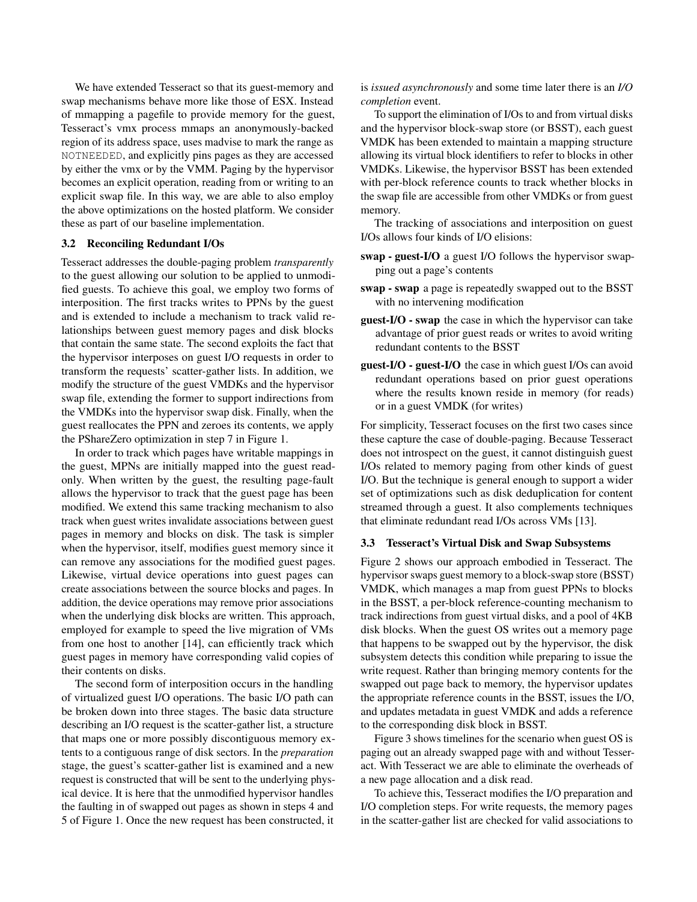We have extended Tesseract so that its guest-memory and swap mechanisms behave more like those of ESX. Instead of mmapping a pagefile to provide memory for the guest, Tesseract's vmx process mmaps an anonymously-backed region of its address space, uses madvise to mark the range as `NOTNEEDED`, and explicitly pins pages as they are accessed by either the vmx or by the VMM. Paging by the hypervisor becomes an explicit operation, reading from or writing to an explicit swap file. In this way, we are able to also employ the above optimizations on the hosted platform. We consider these as part of our baseline implementation.

### 3.2 Reconciling Redundant I/Os

Tesseract addresses the double-paging problem *transparently* to the guest allowing our solution to be applied to unmodified guests. To achieve this goal, we employ two forms of interposition. The first tracks writes to PPNs by the guest and is extended to include a mechanism to track valid relationships between guest memory pages and disk blocks that contain the same state. The second exploits the fact that the hypervisor interposes on guest I/O requests in order to transform the requests' scatter-gather lists. In addition, we modify the structure of the guest VMDKs and the hypervisor swap file, extending the former to support indirections from the VMDKs into the hypervisor swap disk. Finally, when the guest reallocates the PPN and zeroes its contents, we apply the PShareZero optimization in step 7 in Figure 1.

In order to track which pages have writable mappings in the guest, MPNs are initially mapped into the guest read-only. When written by the guest, the resulting page-fault allows the hypervisor to track that the guest page has been modified. We extend this same tracking mechanism to also track when guest writes invalidate associations between guest pages in memory and blocks on disk. The task is simpler when the hypervisor, itself, modifies guest memory since it can remove any associations for the modified guest pages. Likewise, virtual device operations into guest pages can create associations between the source blocks and pages. In addition, the device operations may remove prior associations when the underlying disk blocks are written. This approach, employed for example to speed the live migration of VMs from one host to another [14], can efficiently track which guest pages in memory have corresponding valid copies of their contents on disks.

The second form of interposition occurs in the handling of virtualized guest I/O operations. The basic I/O path can be broken down into three stages. The basic data structure describing an I/O request is the scatter-gather list, a structure that maps one or more possibly discontiguous memory extents to a contiguous range of disk sectors. In the *preparation* stage, the guest's scatter-gather list is examined and a new request is constructed that will be sent to the underlying physical device. It is here that the unmodified hypervisor handles the faulting in of swapped out pages as shown in steps 4 and 5 of Figure 1. Once the new request has been constructed, it is *issued asynchronously* and some time later there is an *I/O completion* event.

To support the elimination of I/Os to and from virtual disks and the hypervisor block-swap store (or BSST), each guest VMDK has been extended to maintain a mapping structure allowing its virtual block identifiers to refer to blocks in other VMDKs. Likewise, the hypervisor BSST has been extended with per-block reference counts to track whether blocks in the swap file are accessible from other VMDKs or from guest memory.

The tracking of associations and interposition on guest I/Os allows four kinds of I/O elisions:

- **swap - guest-I/O** a guest I/O follows the hypervisor swapping out a page's contents
- **swap - swap** a page is repeatedly swapped out to the BSST with no intervening modification
- **guest-I/O - swap** the case in which the hypervisor can take advantage of prior guest reads or writes to avoid writing redundant contents to the BSST
- **guest-I/O - guest-I/O** the case in which guest I/Os can avoid redundant operations based on prior guest operations where the results known reside in memory (for reads) or in a guest VMDK (for writes)

For simplicity, Tesseract focuses on the first two cases since these capture the case of double-paging. Because Tesseract does not introspect on the guest, it cannot distinguish guest I/Os related to memory paging from other kinds of guest I/O. But the technique is general enough to support a wider set of optimizations such as disk deduplication for content streamed through a guest. It also complements techniques that eliminate redundant read I/Os across VMs [13].

### 3.3 Tesseract's Virtual Disk and Swap Subsystems

Figure 2 shows our approach embodied in Tesseract. The hypervisor swaps guest memory to a block-swap store (BSST) VMDK, which manages a map from guest PPNs to blocks in the BSST, a per-block reference-counting mechanism to track indirections from guest virtual disks, and a pool of 4KB disk blocks. When the guest OS writes out a memory page that happens to be swapped out by the hypervisor, the disk subsystem detects this condition while preparing to issue the write request. Rather than bringing memory contents for the swapped out page back to memory, the hypervisor updates the appropriate reference counts in the BSST, issues the I/O, and updates metadata in guest VMDK and adds a reference to the corresponding disk block in BSST.

Figure 3 shows timelines for the scenario when guest OS is paging out an already swapped page with and without Tesseract. With Tesseract we are able to eliminate the overheads of a new page allocation and a disk read.

To achieve this, Tesseract modifies the I/O preparation and I/O completion steps. For write requests, the memory pages in the scatter-gather list are checked for valid associations to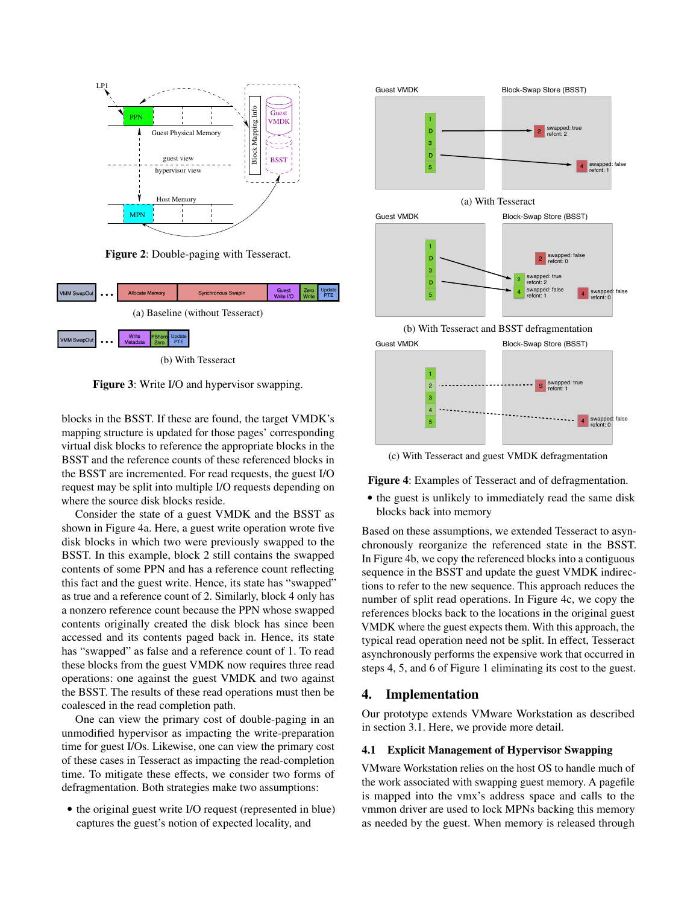Figure 2: Double-paging with Tesseract.

(a) Baseline (without Tesseract)

(b) With Tesseract

Figure 3: Write I/O and hypervisor swapping.

blocks in the BSST. If these are found, the target VMDK's mapping structure is updated for those pages' corresponding virtual disk blocks to reference the appropriate blocks in the BSST and the reference counts of these referenced blocks in the BSST are incremented. For read requests, the guest I/O request may be split into multiple I/O requests depending on where the source disk blocks reside.

Consider the state of a guest VMDK and the BSST as shown in Figure 4a. Here, a guest write operation wrote five disk blocks in which two were previously swapped to the BSST. In this example, block 2 still contains the swapped contents of some PPN and has a reference count reflecting this fact and the guest write. Hence, its state has "swapped" as true and a reference count of 2. Similarly, block 4 only has a nonzero reference count because the PPN whose swapped contents originally created the disk block has since been accessed and its contents paged back in. Hence, its state has "swapped" as false and a reference count of 1. To read these blocks from the guest VMDK now requires three read operations: one against the guest VMDK and two against the BSST. The results of these read operations must then be coalesced in the read completion path.

One can view the primary cost of double-paging in an unmodified hypervisor as impacting the write-preparation time for guest I/Os. Likewise, one can view the primary cost of these cases in Tesseract as impacting the read-completion time. To mitigate these effects, we consider two forms of defragmentation. Both strategies make two assumptions:

- the original guest write I/O request (represented in blue) captures the guest's notion of expected locality, and

(a) With Tesseract

(b) With Tesseract and BSST defragmentation

(c) With Tesseract and guest VMDK defragmentation

Figure 4: Examples of Tesseract and of defragmentation.

- the guest is unlikely to immediately read the same disk blocks back into memory

Based on these assumptions, we extended Tesseract to asynchronously reorganize the referenced state in the BSST. In Figure 4b, we copy the referenced blocks into a contiguous sequence in the BSST and update the guest VMDK indirections to refer to the new sequence. This approach reduces the number of split read operations. In Figure 4c, we copy the references blocks back to the locations in the original guest VMDK where the guest expects them. With this approach, the typical read operation need not be split. In effect, Tesseract asynchronously performs the expensive work that occurred in steps 4, 5, and 6 of Figure 1 eliminating its cost to the guest.

## 4. Implementation

Our prototype extends VMware Workstation as described in section 3.1. Here, we provide more detail.

### 4.1 Explicit Management of Hypervisor Swapping

VMware Workstation relies on the host OS to handle much of the work associated with swapping guest memory. A pagefile is mapped into the vmx's address space and calls to the vmmon driver are used to lock MPNs backing this memory as needed by the guest. When memory is released through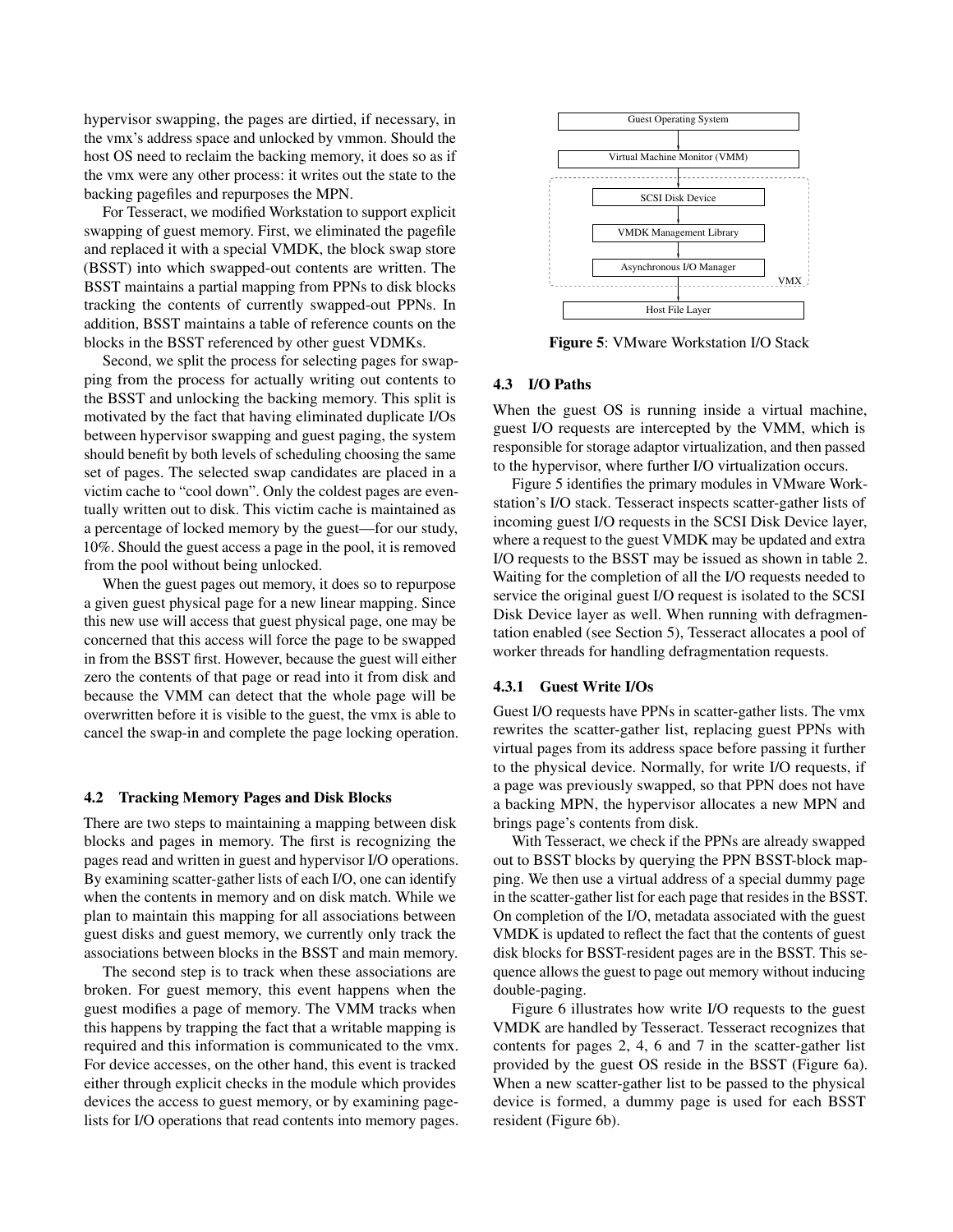hypervisor swapping, the pages are dirtied, if necessary, in the vmx's address space and unlocked by vmmon. Should the host OS need to reclaim the backing memory, it does so as if the vmx were any other process: it writes out the state to the backing pagefiles and repurposes the MPN.

For Tesseract, we modified Workstation to support explicit swapping of guest memory. First, we eliminated the pagefile and replaced it with a special VMDK, the block swap store (BSST) into which swapped-out contents are written. The BSST maintains a partial mapping from PPNs to disk blocks tracking the contents of currently swapped-out PPNs. In addition, BSST maintains a table of reference counts on the blocks in the BSST referenced by other guest VDMKs.

Second, we split the process for selecting pages for swapping from the process for actually writing out contents to the BSST and unlocking the backing memory. This split is motivated by the fact that having eliminated duplicate I/Os between hypervisor swapping and guest paging, the system should benefit by both levels of scheduling choosing the same set of pages. The selected swap candidates are placed in a victim cache to "cool down". Only the coldest pages are eventually written out to disk. This victim cache is maintained as a percentage of locked memory by the guest—for our study, 10%. Should the guest access a page in the pool, it is removed from the pool without being unlocked.

When the guest pages out memory, it does so to repurpose a given guest physical page for a new linear mapping. Since this new use will access that guest physical page, one may be concerned that this access will force the page to be swapped in from the BSST first. However, because the guest will either zero the contents of that page or read into it from disk and because the VMM can detect that the whole page will be overwritten before it is visible to the guest, the vmx is able to cancel the swap-in and complete the page locking operation.

## 4.2 Tracking Memory Pages and Disk Blocks

There are two steps to maintaining a mapping between disk blocks and pages in memory. The first is recognizing the pages read and written in guest and hypervisor I/O operations. By examining scatter-gather lists of each I/O, one can identify when the contents in memory and on disk match. While we plan to maintain this mapping for all associations between guest disks and guest memory, we currently only track the associations between blocks in the BSST and main memory.

The second step is to track when these associations are broken. For guest memory, this event happens when the guest modifies a page of memory. The VMM tracks when this happens by trapping the fact that a writable mapping is required and this information is communicated to the vmx. For device accesses, on the other hand, this event is tracked either through explicit checks in the module which provides devices the access to guest memory, or by examining page-lists for I/O operations that read contents into memory pages.

Guest Operating System

Virtual Machine Monitor (VMM)

SCSI Disk Device

VMDK Management Library

Asynchronous I/O Manager

VMX

Host File Layer

**Figure 5**: VMware Workstation I/O Stack

## 4.3 I/O Paths

When the guest OS is running inside a virtual machine, guest I/O requests are intercepted by the VMM, which is responsible for storage adaptor virtualization, and then passed to the hypervisor, where further I/O virtualization occurs.

Figure 5 identifies the primary modules in VMware Workstation's I/O stack. Tesseract inspects scatter-gather lists of incoming guest I/O requests in the SCSI Disk Device layer, where a request to the guest VMDK may be updated and extra I/O requests to the BSST may be issued as shown in table 2. Waiting for the completion of all the I/O requests needed to service the original guest I/O request is isolated to the SCSI Disk Device layer as well. When running with defragmentation enabled (see Section 5), Tesseract allocates a pool of worker threads for handling defragmentation requests.

### 4.3.1 Guest Write I/Os

Guest I/O requests have PPNs in scatter-gather lists. The vmx rewrites the scatter-gather list, replacing guest PPNs with virtual pages from its address space before passing it further to the physical device. Normally, for write I/O requests, if a page was previously swapped, so that PPN does not have a backing MPN, the hypervisor allocates a new MPN and brings page's contents from disk.

With Tesseract, we check if the PPNs are already swapped out to BSST blocks by querying the PPN BSST-block mapping. We then use a virtual address of a special dummy page in the scatter-gather list for each page that resides in the BSST. On completion of the I/O, metadata associated with the guest VMDK is updated to reflect the fact that the contents of guest disk blocks for BSST-resident pages are in the BSST. This sequence allows the guest to page out memory without inducing double-paging.

Figure 6 illustrates how write I/O requests to the guest VMDK are handled by Tesseract. Tesseract recognizes that contents for pages 2, 4, 6 and 7 in the scatter-gather list provided by the guest OS reside in the BSST (Figure 6a). When a new scatter-gather list to be passed to the physical device is formed, a dummy page is used for each BSST resident (Figure 6b).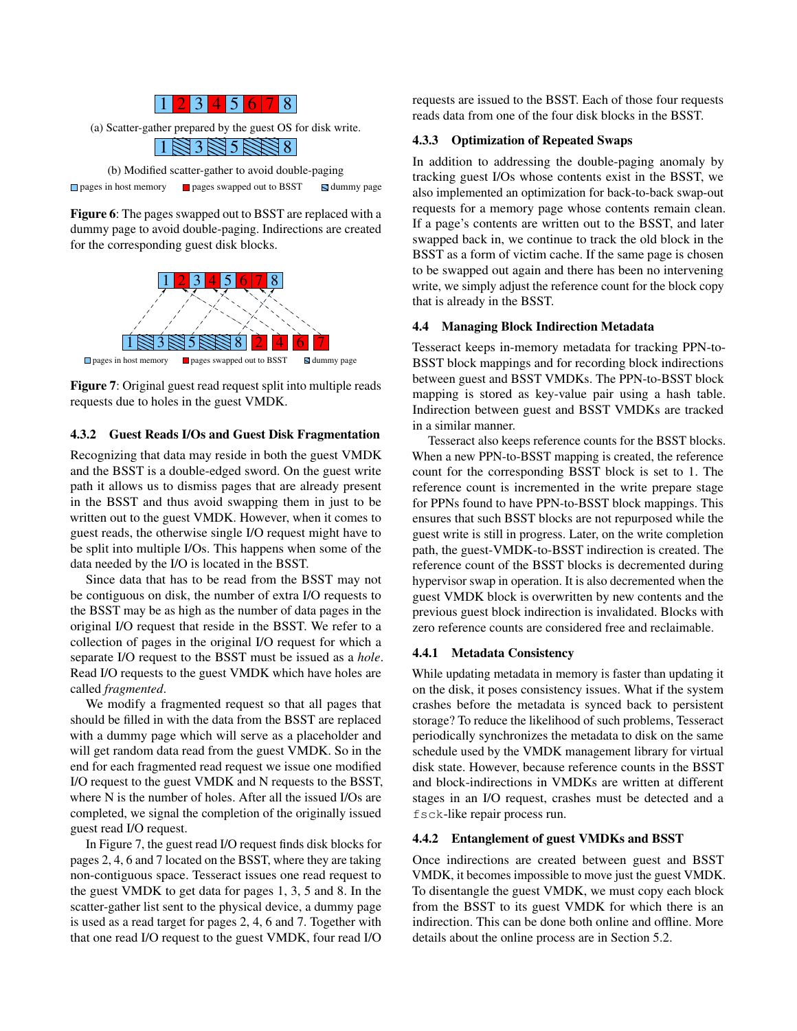1 2 3 4 5 6 7 8

(a) Scatter-gather prepared by the guest OS for disk write.

1 ▧ 3 ▧ 5 ▧ ▧ 8

(b) Modified scatter-gather to avoid double-paging

pages in host memory | pages swapped out to BSST | dummy page

**Figure 6**: The pages swapped out to BSST are replaced with a dummy page to avoid double-paging. Indirections are created for the corresponding guest disk blocks.

pages in host memory | pages swapped out to BSST | dummy page

**Figure 7**: Original guest read request split into multiple reads requests due to holes in the guest VMDK.

#### 4.3.2 Guest Reads I/Os and Guest Disk Fragmentation

Recognizing that data may reside in both the guest VMDK and the BSST is a double-edged sword. On the guest write path it allows us to dismiss pages that are already present in the BSST and thus avoid swapping them in just to be written out to the guest VMDK. However, when it comes to guest reads, the otherwise single I/O request might have to be split into multiple I/Os. This happens when some of the data needed by the I/O is located in the BSST.

Since data that has to be read from the BSST may not be contiguous on disk, the number of extra I/O requests to the BSST may be as high as the number of data pages in the original I/O request that reside in the BSST. We refer to a collection of pages in the original I/O request for which a separate I/O request to the BSST must be issued as a *hole*. Read I/O requests to the guest VMDK which have holes are called *fragmented*.

We modify a fragmented request so that all pages that should be filled in with the data from the BSST are replaced with a dummy page which will serve as a placeholder and will get random data read from the guest VMDK. So in the end for each fragmented read request we issue one modified I/O request to the guest VMDK and N requests to the BSST, where N is the number of holes. After all the issued I/Os are completed, we signal the completion of the originally issued guest read I/O request.

In Figure 7, the guest read I/O request finds disk blocks for pages 2, 4, 6 and 7 located on the BSST, where they are taking non-contiguous space. Tesseract issues one read request to the guest VMDK to get data for pages 1, 3, 5 and 8. In the scatter-gather list sent to the physical device, a dummy page is used as a read target for pages 2, 4, 6 and 7. Together with that one read I/O request to the guest VMDK, four read I/O requests are issued to the BSST. Each of those four requests reads data from one of the four disk blocks in the BSST.

#### 4.3.3 Optimization of Repeated Swaps

In addition to addressing the double-paging anomaly by tracking guest I/Os whose contents exist in the BSST, we also implemented an optimization for back-to-back swap-out requests for a memory page whose contents remain clean. If a page's contents are written out to the BSST, and later swapped back in, we continue to track the old block in the BSST as a form of victim cache. If the same page is chosen to be swapped out again and there has been no intervening write, we simply adjust the reference count for the block copy that is already in the BSST.

### 4.4 Managing Block Indirection Metadata

Tesseract keeps in-memory metadata for tracking PPN-to-BSST block mappings and for recording block indirections between guest and BSST VMDKs. The PPN-to-BSST block mapping is stored as key-value pair using a hash table. Indirection between guest and BSST VMDKs are tracked in a similar manner.

Tesseract also keeps reference counts for the BSST blocks. When a new PPN-to-BSST mapping is created, the reference count for the corresponding BSST block is set to 1. The reference count is incremented in the write prepare stage for PPNs found to have PPN-to-BSST block mappings. This ensures that such BSST blocks are not repurposed while the guest write is still in progress. Later, on the write completion path, the guest-VMDK-to-BSST indirection is created. The reference count of the BSST blocks is decremented during hypervisor swap in operation. It is also decremented when the guest VMDK block is overwritten by new contents and the previous guest block indirection is invalidated. Blocks with zero reference counts are considered free and reclaimable.

#### 4.4.1 Metadata Consistency

While updating metadata in memory is faster than updating it on the disk, it poses consistency issues. What if the system crashes before the metadata is synced back to persistent storage? To reduce the likelihood of such problems, Tesseract periodically synchronizes the metadata to disk on the same schedule used by the VMDK management library for virtual disk state. However, because reference counts in the BSST and block-indirections in VMDKs are written at different stages in an I/O request, crashes must be detected and a `fsck`-like repair process run.

#### 4.4.2 Entanglement of guest VMDKs and BSST

Once indirections are created between guest and BSST VMDK, it becomes impossible to move just the guest VMDK. To disentangle the guest VMDK, we must copy each block from the BSST to its guest VMDK for which there is an indirection. This can be done both online and offline. More details about the online process are in Section 5.2.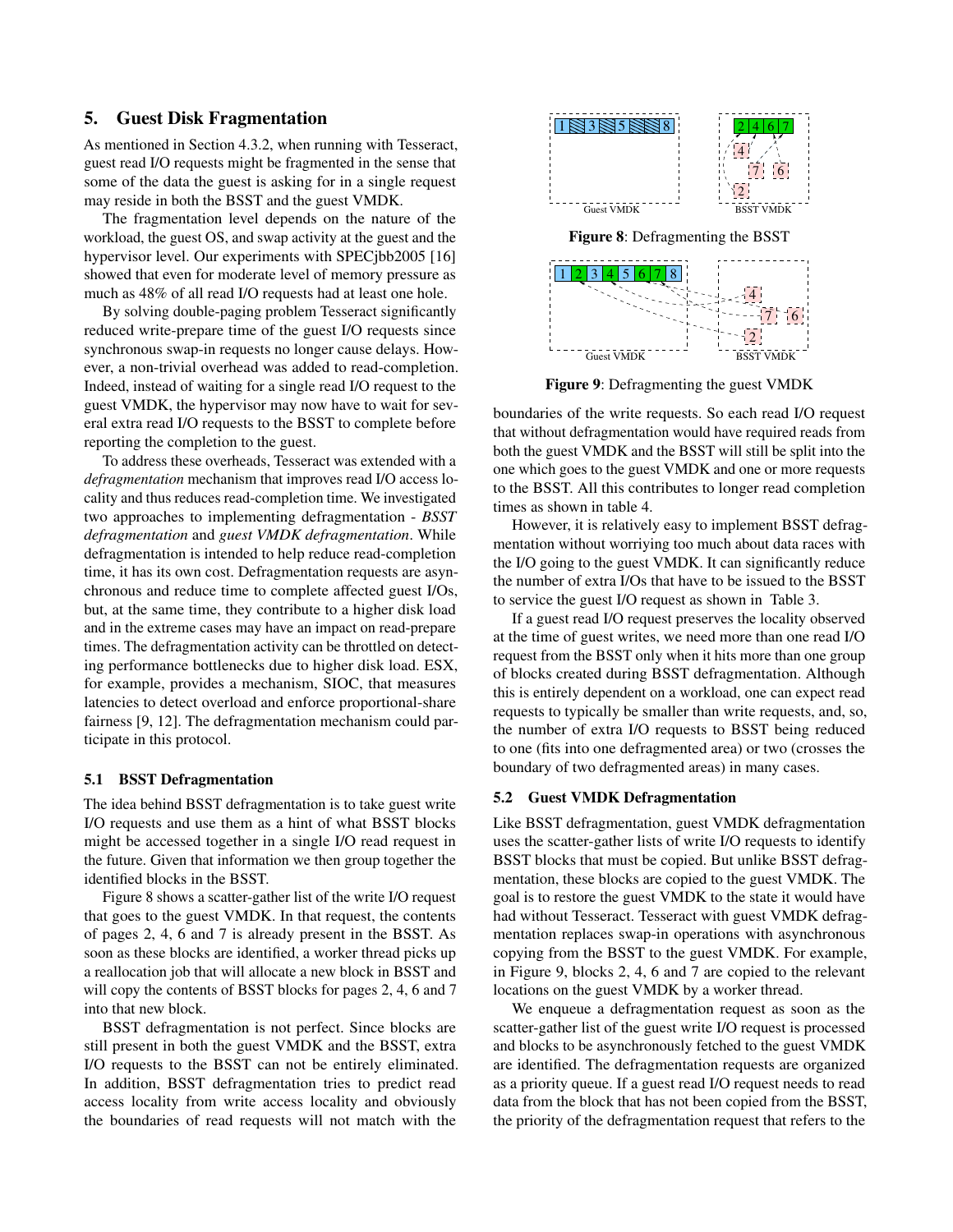## 5. Guest Disk Fragmentation

As mentioned in Section 4.3.2, when running with Tesseract, guest read I/O requests might be fragmented in the sense that some of the data the guest is asking for in a single request may reside in both the BSST and the guest VMDK.

The fragmentation level depends on the nature of the workload, the guest OS, and swap activity at the guest and the hypervisor level. Our experiments with SPECjbb2005 [16] showed that even for moderate level of memory pressure as much as 48% of all read I/O requests had at least one hole.

By solving double-paging problem Tesseract significantly reduced write-prepare time of the guest I/O requests since synchronous swap-in requests no longer cause delays. However, a non-trivial overhead was added to read-completion. Indeed, instead of waiting for a single read I/O request to the guest VMDK, the hypervisor may now have to wait for several extra read I/O requests to the BSST to complete before reporting the completion to the guest.

To address these overheads, Tesseract was extended with a *defragmentation* mechanism that improves read I/O access locality and thus reduces read-completion time. We investigated two approaches to implementing defragmentation - *BSST defragmentation* and *guest VMDK defragmentation*. While defragmentation is intended to help reduce read-completion time, it has its own cost. Defragmentation requests are asynchronous and reduce time to complete affected guest I/Os, but, at the same time, they contribute to a higher disk load and in the extreme cases may have an impact on read-prepare times. The defragmentation activity can be throttled on detecting performance bottlenecks due to higher disk load. ESX, for example, provides a mechanism, SIOC, that measures latencies to detect overload and enforce proportional-share fairness [9, 12]. The defragmentation mechanism could participate in this protocol.

### 5.1 BSST Defragmentation

The idea behind BSST defragmentation is to take guest write I/O requests and use them as a hint of what BSST blocks might be accessed together in a single I/O read request in the future. Given that information we then group together the identified blocks in the BSST.

Figure 8 shows a scatter-gather list of the write I/O request that goes to the guest VMDK. In that request, the contents of pages 2, 4, 6 and 7 is already present in the BSST. As soon as these blocks are identified, a worker thread picks up a reallocation job that will allocate a new block in BSST and will copy the contents of BSST blocks for pages 2, 4, 6 and 7 into that new block.

BSST defragmentation is not perfect. Since blocks are still present in both the guest VMDK and the BSST, extra I/O requests to the BSST can not be entirely eliminated. In addition, BSST defragmentation tries to predict read access locality from write access locality and obviously the boundaries of read requests will not match with the boundaries of the write requests. So each read I/O request that without defragmentation would have required reads from both the guest VMDK and the BSST will still be split into the one which goes to the guest VMDK and one or more requests to the BSST. All this contributes to longer read completion times as shown in table 4.

**Figure 8**: Defragmenting the BSST

**Figure 9**: Defragmenting the guest VMDK

However, it is relatively easy to implement BSST defragmentation without worriying too much about data races with the I/O going to the guest VMDK. It can significantly reduce the number of extra I/Os that have to be issued to the BSST to service the guest I/O request as shown in Table 3.

If a guest read I/O request preserves the locality observed at the time of guest writes, we need more than one read I/O request from the BSST only when it hits more than one group of blocks created during BSST defragmentation. Although this is entirely dependent on a workload, one can expect read requests to typically be smaller than write requests, and, so, the number of extra I/O requests to BSST being reduced to one (fits into one defragmented area) or two (crosses the boundary of two defragmented areas) in many cases.

### 5.2 Guest VMDK Defragmentation

Like BSST defragmentation, guest VMDK defragmentation uses the scatter-gather lists of write I/O requests to identify BSST blocks that must be copied. But unlike BSST defragmentation, these blocks are copied to the guest VMDK. The goal is to restore the guest VMDK to the state it would have had without Tesseract. Tesseract with guest VMDK defragmentation replaces swap-in operations with asynchronous copying from the BSST to the guest VMDK. For example, in Figure 9, blocks 2, 4, 6 and 7 are copied to the relevant locations on the guest VMDK by a worker thread.

We enqueue a defragmentation request as soon as the scatter-gather list of the guest write I/O request is processed and blocks to be asynchronously fetched to the guest VMDK are identified. The defragmentation requests are organized as a priority queue. If a guest read I/O request needs to read data from the block that has not been copied from the BSST, the priority of the defragmentation request that refers to the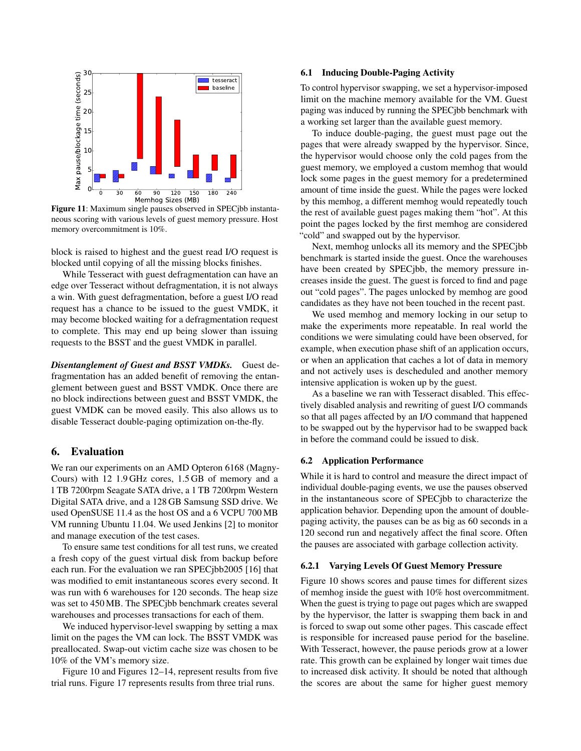**Figure 11**: Maximum single pauses observed in SPECjbb instantaneous scoring with various levels of guest memory pressure. Host memory overcommitment is 10%.

block is raised to highest and the guest read I/O request is blocked until copying of all the missing blocks finishes.

While Tesseract with guest defragmentation can have an edge over Tesseract without defragmentation, it is not always a win. With guest defragmentation, before a guest I/O read request has a chance to be issued to the guest VMDK, it may become blocked waiting for a defragmentation request to complete. This may end up being slower than issuing requests to the BSST and the guest VMDK in parallel.

***Disentanglement of Guest and BSST VMDKs.*** Guest defragmentation has an added benefit of removing the entanglement between guest and BSST VMDK. Once there are no block indirections between guest and BSST VMDK, the guest VMDK can be moved easily. This also allows us to disable Tesseract double-paging optimization on-the-fly.

## 6. Evaluation

We ran our experiments on an AMD Opteron 6168 (Magny-Cours) with 12 1.9 GHz cores, 1.5 GB of memory and a 1 TB 7200rpm Seagate SATA drive, a 1 TB 7200rpm Western Digital SATA drive, and a 128 GB Samsung SSD drive. We used OpenSUSE 11.4 as the host OS and a 6 VCPU 700 MB VM running Ubuntu 11.04. We used Jenkins [2] to monitor and manage execution of the test cases.

To ensure same test conditions for all test runs, we created a fresh copy of the guest virtual disk from backup before each run. For the evaluation we ran SPECjbb2005 [16] that was modified to emit instantaneous scores every second. It was run with 6 warehouses for 120 seconds. The heap size was set to 450 MB. The SPECjbb benchmark creates several warehouses and processes transactions for each of them.

We induced hypervisor-level swapping by setting a max limit on the pages the VM can lock. The BSST VMDK was preallocated. Swap-out victim cache size was chosen to be 10% of the VM's memory size.

Figure 10 and Figures 12–14, represent results from five trial runs. Figure 17 represents results from three trial runs.

### 6.1 Inducing Double-Paging Activity

To control hypervisor swapping, we set a hypervisor-imposed limit on the machine memory available for the VM. Guest paging was induced by running the SPECjbb benchmark with a working set larger than the available guest memory.

To induce double-paging, the guest must page out the pages that were already swapped by the hypervisor. Since, the hypervisor would choose only the cold pages from the guest memory, we employed a custom memhog that would lock some pages in the guest memory for a predetermined amount of time inside the guest. While the pages were locked by this memhog, a different memhog would repeatedly touch the rest of available guest pages making them "hot". At this point the pages locked by the first memhog are considered "cold" and swapped out by the hypervisor.

Next, memhog unlocks all its memory and the SPECjbb benchmark is started inside the guest. Once the warehouses have been created by SPECjbb, the memory pressure increases inside the guest. The guest is forced to find and page out "cold pages". The pages unlocked by memhog are good candidates as they have not been touched in the recent past.

We used memhog and memory locking in our setup to make the experiments more repeatable. In real world the conditions we were simulating could have been observed, for example, when execution phase shift of an application occurs, or when an application that caches a lot of data in memory and not actively uses is descheduled and another memory intensive application is woken up by the guest.

As a baseline we ran with Tesseract disabled. This effectively disabled analysis and rewriting of guest I/O commands so that all pages affected by an I/O command that happened to be swapped out by the hypervisor had to be swapped back in before the command could be issued to disk.

### 6.2 Application Performance

While it is hard to control and measure the direct impact of individual double-paging events, we use the pauses observed in the instantaneous score of SPECjbb to characterize the application behavior. Depending upon the amount of double-paging activity, the pauses can be as big as 60 seconds in a 120 second run and negatively affect the final score. Often the pauses are associated with garbage collection activity.

#### 6.2.1 Varying Levels Of Guest Memory Pressure

Figure 10 shows scores and pause times for different sizes of memhog inside the guest with 10% host overcommitment. When the guest is trying to page out pages which are swapped by the hypervisor, the latter is swapping them back in and is forced to swap out some other pages. This cascade effect is responsible for increased pause period for the baseline. With Tesseract, however, the pause periods grow at a lower rate. This growth can be explained by longer wait times due to increased disk activity. It should be noted that although the scores are about the same for higher guest memory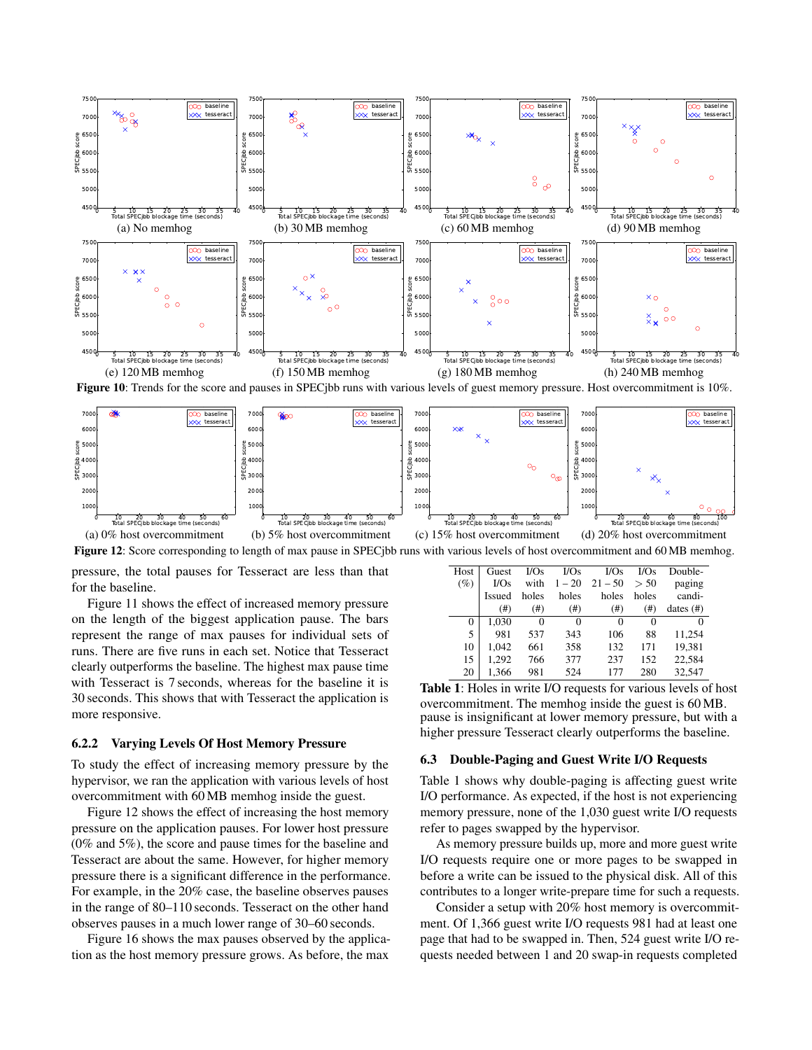(a) No memhog

(b) 30 MB memhog

(c) 60 MB memhog

(d) 90 MB memhog

(e) 120 MB memhog

(f) 150 MB memhog

(g) 180 MB memhog

(h) 240 MB memhog

**Figure 10**: Trends for the score and pauses in SPECjbb runs with various levels of guest memory pressure. Host overcommitment is 10%.

(a) 0% host overcommitment

(b) 5% host overcommitment

(c) 15% host overcommitment

(d) 20% host overcommitment

**Figure 12**: Score corresponding to length of max pause in SPECjbb runs with various levels of host overcommitment and 60 MB memhog.

pressure, the total pauses for Tesseract are less than that for the baseline.

Figure 11 shows the effect of increased memory pressure on the length of the biggest application pause. The bars represent the range of max pauses for individual sets of runs. There are five runs in each set. Notice that Tesseract clearly outperforms the baseline. The highest max pause time with Tesseract is 7 seconds, whereas for the baseline it is 30 seconds. This shows that with Tesseract the application is more responsive.

### 6.2.2 Varying Levels Of Host Memory Pressure

To study the effect of increasing memory pressure by the hypervisor, we ran the application with various levels of host overcommitment with 60 MB memhog inside the guest.

Figure 12 shows the effect of increasing the host memory pressure on the application pauses. For lower host pressure (0% and 5%), the score and pause times for the baseline and Tesseract are about the same. However, for higher memory pressure there is a significant difference in the performance. For example, in the 20% case, the baseline observes pauses in the range of 80–110 seconds. Tesseract on the other hand observes pauses in a much lower range of 30–60 seconds.

Figure 16 shows the max pauses observed by the application as the host memory pressure grows. As before, the max pause is insignificant at lower memory pressure, but with a higher pressure Tesseract clearly outperforms the baseline.

| Host (%) | Guest I/Os Issued (#) | I/Os with holes (#) | I/Os 1 – 20 holes (#) | I/Os 21 – 50 holes (#) | I/Os > 50 holes (#) | Double-paging candidates (#) |
|---|---|---|---|---|---|---|
| 0 | 1,030 | 0 | 0 | 0 | 0 | 0 |
| 5 | 981 | 537 | 343 | 106 | 88 | 11,254 |
| 10 | 1,042 | 661 | 358 | 132 | 171 | 19,381 |
| 15 | 1,292 | 766 | 377 | 237 | 152 | 22,584 |
| 20 | 1,366 | 981 | 524 | 177 | 280 | 32,547 |

**Table 1**: Holes in write I/O requests for various levels of host overcommitment. The memhog inside the guest is 60 MB.

## 6.3 Double-Paging and Guest Write I/O Requests

Table 1 shows why double-paging is affecting guest write I/O performance. As expected, if the host is not experiencing memory pressure, none of the 1,030 guest write I/O requests refer to pages swapped by the hypervisor.

As memory pressure builds up, more and more guest write I/O requests require one or more pages to be swapped in before a write can be issued to the physical disk. All of this contributes to a longer write-prepare time for such a requests.

Consider a setup with 20% host memory is overcommitment. Of 1,366 guest write I/O requests 981 had at least one page that had to be swapped in. Then, 524 guest write I/O requests needed between 1 and 20 swap-in requests completed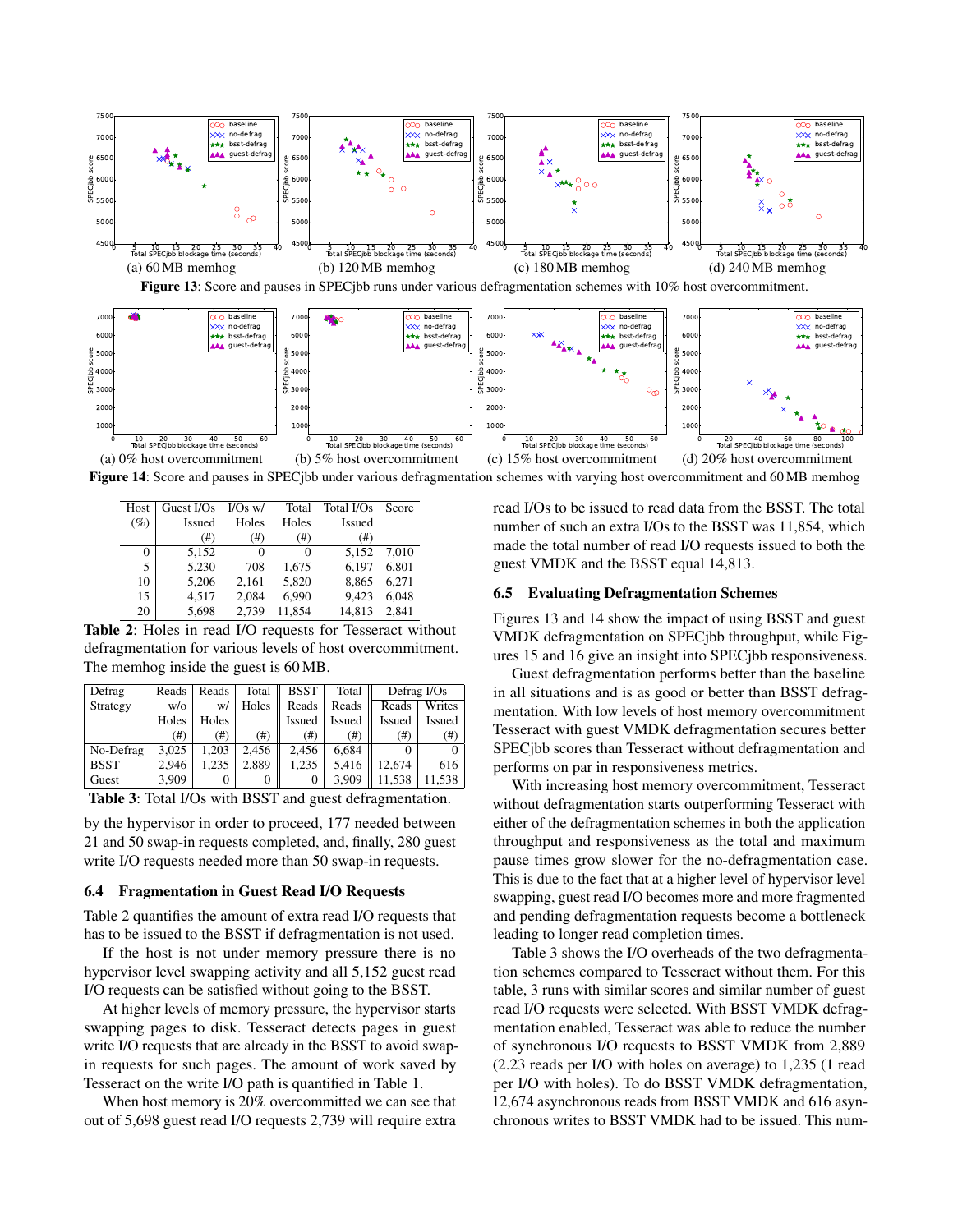(a) 60 MB memhog (b) 120 MB memhog (c) 180 MB memhog (d) 240 MB memhog

**Figure 13**: Score and pauses in SPECjbb runs under various defragmentation schemes with 10% host overcommitment.

(a) 0% host overcommitment (b) 5% host overcommitment (c) 15% host overcommitment (d) 20% host overcommitment

**Figure 14**: Score and pauses in SPECjbb under various defragmentation schemes with varying host overcommitment and 60 MB memhog

| Host (%) | Guest I/Os Issued (#) | I/Os w/ Holes (#) | Total Holes (#) | Total I/Os Issued (#) | Score |
|---|---|---|---|---|---|
| 0 | 5,152 | 0 | 0 | 5,152 | 7,010 |
| 5 | 5,230 | 708 | 1,675 | 6,197 | 6,801 |
| 10 | 5,206 | 2,161 | 5,820 | 8,865 | 6,271 |
| 15 | 4,517 | 2,084 | 6,990 | 9,423 | 6,048 |
| 20 | 5,698 | 2,739 | 11,854 | 14,813 | 2,841 |

**Table 2**: Holes in read I/O requests for Tesseract without defragmentation for various levels of host overcommitment. The memhog inside the guest is 60 MB.

| Defrag Strategy | Reads w/o Holes (#) | Reads w/ Holes (#) | Total Holes (#) | BSST Reads Issued (#) | Total Reads Issued (#) | Defrag I/Os Reads Issued (#) | Defrag I/Os Writes Issued (#) |
|---|---|---|---|---|---|---|---|
| No-Defrag | 3,025 | 1,203 | 2,456 | 2,456 | 6,684 | 0 | 0 |
| BSST | 2,946 | 1,235 | 2,889 | 1,235 | 5,416 | 12,674 | 616 |
| Guest | 3,909 | 0 | 0 | 0 | 3,909 | 11,538 | 11,538 |

**Table 3**: Total I/Os with BSST and guest defragmentation.

by the hypervisor in order to proceed, 177 needed between 21 and 50 swap-in requests completed, and, finally, 280 guest write I/O requests needed more than 50 swap-in requests.

### 6.4 Fragmentation in Guest Read I/O Requests

Table 2 quantifies the amount of extra read I/O requests that has to be issued to the BSST if defragmentation is not used.

If the host is not under memory pressure there is no hypervisor level swapping activity and all 5,152 guest read I/O requests can be satisfied without going to the BSST.

At higher levels of memory pressure, the hypervisor starts swapping pages to disk. Tesseract detects pages in guest write I/O requests that are already in the BSST to avoid swap-in requests for such pages. The amount of work saved by Tesseract on the write I/O path is quantified in Table 1.

When host memory is 20% overcommitted we can see that out of 5,698 guest read I/O requests 2,739 will require extra read I/Os to be issued to read data from the BSST. The total number of such an extra I/Os to the BSST was 11,854, which made the total number of read I/O requests issued to both the guest VMDK and the BSST equal 14,813.

### 6.5 Evaluating Defragmentation Schemes

Figures 13 and 14 show the impact of using BSST and guest VMDK defragmentation on SPECjbb throughput, while Figures 15 and 16 give an insight into SPECjbb responsiveness.

Guest defragmentation performs better than the baseline in all situations and is as good or better than BSST defragmentation. With low levels of host memory overcommitment Tesseract with guest VMDK defragmentation secures better SPECjbb scores than Tesseract without defragmentation and performs on par in responsiveness metrics.

With increasing host memory overcommitment, Tesseract without defragmentation starts outperforming Tesseract with either of the defragmentation schemes in both the application throughput and responsiveness as the total and maximum pause times grow slower for the no-defragmentation case. This is due to the fact that at a higher level of hypervisor level swapping, guest read I/O becomes more and more fragmented and pending defragmentation requests become a bottleneck leading to longer read completion times.

Table 3 shows the I/O overheads of the two defragmentation schemes compared to Tesseract without them. For this table, 3 runs with similar scores and similar number of guest read I/O requests were selected. With BSST VMDK defragmentation enabled, Tesseract was able to reduce the number of synchronous I/O requests to BSST VMDK from 2,889 (2.23 reads per I/O with holes on average) to 1,235 (1 read per I/O with holes). To do BSST VMDK defragmentation, 12,674 asynchronous reads from BSST VMDK and 616 asynchronous writes to BSST VMDK had to be issued. This num-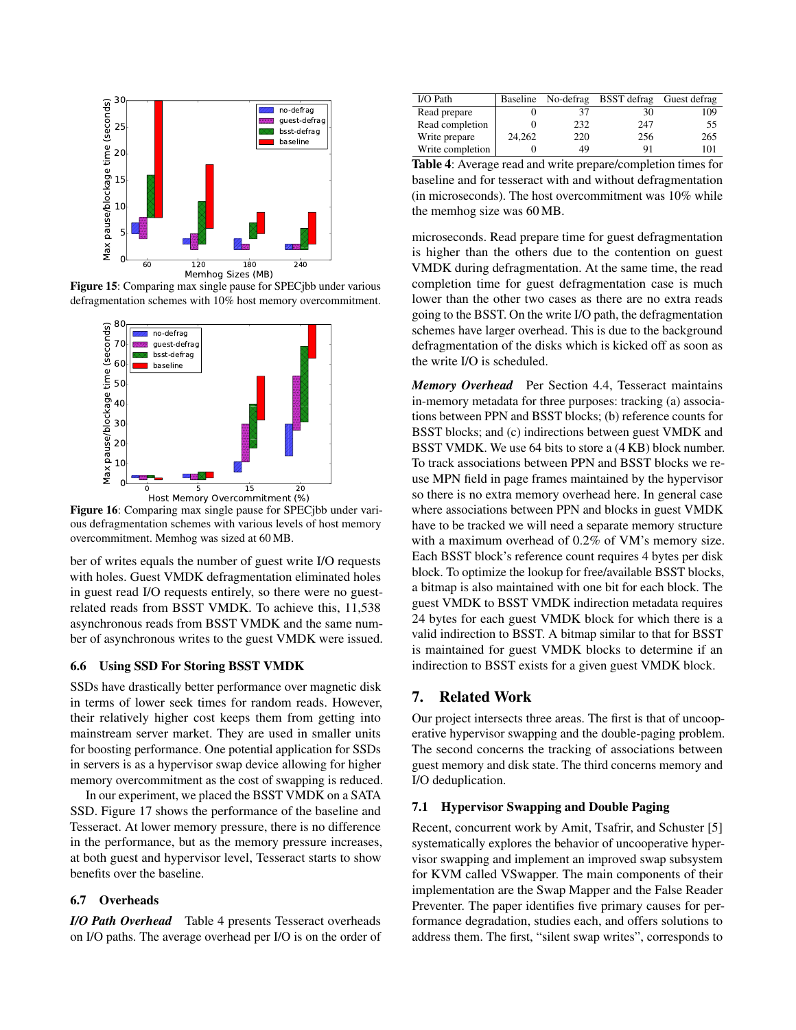Figure 15: Comparing max single pause for SPECjbb under various defragmentation schemes with 10% host memory overcommitment.

Figure 16: Comparing max single pause for SPECjbb under various defragmentation schemes with various levels of host memory overcommitment. Memhog was sized at 60 MB.

ber of writes equals the number of guest write I/O requests with holes. Guest VMDK defragmentation eliminated holes in guest read I/O requests entirely, so there were no guest-related reads from BSST VMDK. To achieve this, 11,538 asynchronous reads from BSST VMDK and the same number of asynchronous writes to the guest VMDK were issued.

### 6.6 Using SSD For Storing BSST VMDK

SSDs have drastically better performance over magnetic disk in terms of lower seek times for random reads. However, their relatively higher cost keeps them from getting into mainstream server market. They are used in smaller units for boosting performance. One potential application for SSDs in servers is as a hypervisor swap device allowing for higher memory overcommitment as the cost of swapping is reduced.

In our experiment, we placed the BSST VMDK on a SATA SSD. Figure 17 shows the performance of the baseline and Tesseract. At lower memory pressure, there is no difference in the performance, but as the memory pressure increases, at both guest and hypervisor level, Tesseract starts to show benefits over the baseline.

### 6.7 Overheads

***I/O Path Overhead*** Table 4 presents Tesseract overheads on I/O paths. The average overhead per I/O is on the order of microseconds. Read prepare time for guest defragmentation is higher than the others due to the contention on guest VMDK during defragmentation. At the same time, the read completion time for guest defragmentation case is much lower than the other two cases as there are no extra reads going to the BSST. On the write I/O path, the defragmentation schemes have larger overhead. This is due to the background defragmentation of the disks which is kicked off as soon as the write I/O is scheduled.

| I/O Path | Baseline | No-defrag | BSST defrag | Guest defrag |
|---|---|---|---|---|
| Read prepare | 0 | 37 | 30 | 109 |
| Read completion | 0 | 232 | 247 | 55 |
| Write prepare | 24,262 | 220 | 256 | 265 |
| Write completion | 0 | 49 | 91 | 101 |

**Table 4**: Average read and write prepare/completion times for baseline and for tesseract with and without defragmentation (in microseconds). The host overcommitment was 10% while the memhog size was 60 MB.

***Memory Overhead*** Per Section 4.4, Tesseract maintains in-memory metadata for three purposes: tracking (a) associations between PPN and BSST blocks; (b) reference counts for BSST blocks; and (c) indirections between guest VMDK and BSST VMDK. We use 64 bits to store a (4 KB) block number. To track associations between PPN and BSST blocks we reuse MPN field in page frames maintained by the hypervisor so there is no extra memory overhead here. In general case where associations between PPN and blocks in guest VMDK have to be tracked we will need a separate memory structure with a maximum overhead of 0.2% of VM's memory size. Each BSST block's reference count requires 4 bytes per disk block. To optimize the lookup for free/available BSST blocks, a bitmap is also maintained with one bit for each block. The guest VMDK to BSST VMDK indirection metadata requires 24 bytes for each guest VMDK block for which there is a valid indirection to BSST. A bitmap similar to that for BSST is maintained for guest VMDK blocks to determine if an indirection to BSST exists for a given guest VMDK block.

## 7. Related Work

Our project intersects three areas. The first is that of uncooperative hypervisor swapping and the double-paging problem. The second concerns the tracking of associations between guest memory and disk state. The third concerns memory and I/O deduplication.

### 7.1 Hypervisor Swapping and Double Paging

Recent, concurrent work by Amit, Tsafrir, and Schuster [5] systematically explores the behavior of uncooperative hypervisor swapping and implement an improved swap subsystem for KVM called VSwapper. The main components of their implementation are the Swap Mapper and the False Reader Preventer. The paper identifies five primary causes for performance degradation, studies each, and offers solutions to address them. The first, "silent swap writes", corresponds to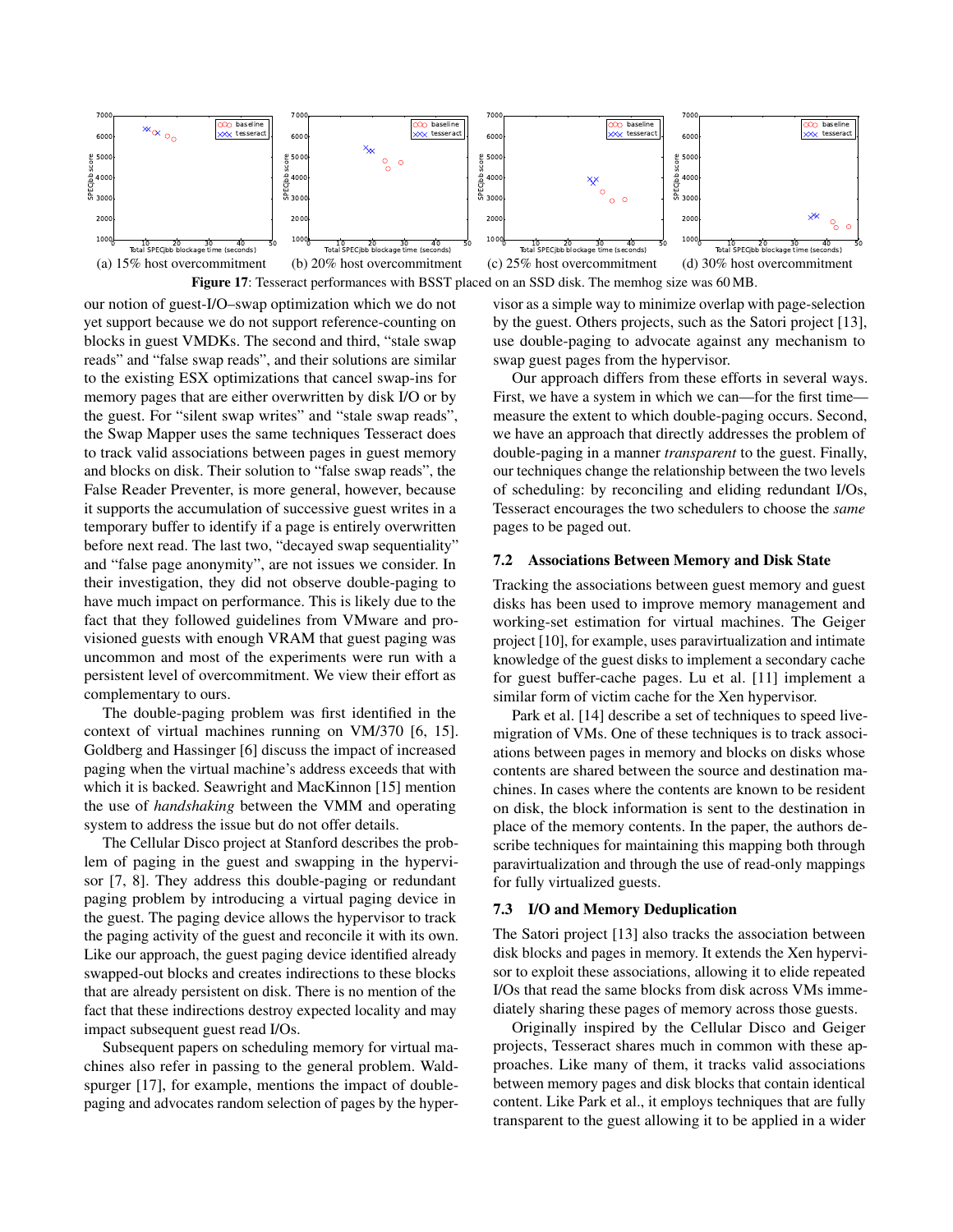(a) 15% host overcommitment (b) 20% host overcommitment (c) 25% host overcommitment (d) 30% host overcommitment

**Figure 17**: Tesseract performances with BSST placed on an SSD disk. The memhog size was 60 MB.

our notion of guest-I/O–swap optimization which we do not yet support because we do not support reference-counting on blocks in guest VMDKs. The second and third, "stale swap reads" and "false swap reads", and their solutions are similar to the existing ESX optimizations that cancel swap-ins for memory pages that are either overwritten by disk I/O or by the guest. For "silent swap writes" and "stale swap reads", the Swap Mapper uses the same techniques Tesseract does to track valid associations between pages in guest memory and blocks on disk. Their solution to "false swap reads", the False Reader Preventer, is more general, however, because it supports the accumulation of successive guest writes in a temporary buffer to identify if a page is entirely overwritten before next read. The last two, "decayed swap sequentiality" and "false page anonymity", are not issues we consider. In their investigation, they did not observe double-paging to have much impact on performance. This is likely due to the fact that they followed guidelines from VMware and provisioned guests with enough VRAM that guest paging was uncommon and most of the experiments were run with a persistent level of overcommitment. We view their effort as complementary to ours.

The double-paging problem was first identified in the context of virtual machines running on VM/370 [6, 15]. Goldberg and Hassinger [6] discuss the impact of increased paging when the virtual machine's address exceeds that with which it is backed. Seawright and MacKinnon [15] mention the use of *handshaking* between the VMM and operating system to address the issue but do not offer details.

The Cellular Disco project at Stanford describes the problem of paging in the guest and swapping in the hypervisor [7, 8]. They address this double-paging or redundant paging problem by introducing a virtual paging device in the guest. The paging device allows the hypervisor to track the paging activity of the guest and reconcile it with its own. Like our approach, the guest paging device identified already swapped-out blocks and creates indirections to these blocks that are already persistent on disk. There is no mention of the fact that these indirections destroy expected locality and may impact subsequent guest read I/Os.

Subsequent papers on scheduling memory for virtual machines also refer in passing to the general problem. Waldspurger [17], for example, mentions the impact of double-paging and advocates random selection of pages by the hypervisor as a simple way to minimize overlap with page-selection by the guest. Others projects, such as the Satori project [13], use double-paging to advocate against any mechanism to swap guest pages from the hypervisor.

Our approach differs from these efforts in several ways. First, we have a system in which we can—for the first time—measure the extent to which double-paging occurs. Second, we have an approach that directly addresses the problem of double-paging in a manner *transparent* to the guest. Finally, our techniques change the relationship between the two levels of scheduling: by reconciling and eliding redundant I/Os, Tesseract encourages the two schedulers to choose the *same* pages to be paged out.

### 7.2 Associations Between Memory and Disk State

Tracking the associations between guest memory and guest disks has been used to improve memory management and working-set estimation for virtual machines. The Geiger project [10], for example, uses paravirtualization and intimate knowledge of the guest disks to implement a secondary cache for guest buffer-cache pages. Lu et al. [11] implement a similar form of victim cache for the Xen hypervisor.

Park et al. [14] describe a set of techniques to speed live-migration of VMs. One of these techniques is to track associations between pages in memory and blocks on disks whose contents are shared between the source and destination machines. In cases where the contents are known to be resident on disk, the block information is sent to the destination in place of the memory contents. In the paper, the authors describe techniques for maintaining this mapping both through paravirtualization and through the use of read-only mappings for fully virtualized guests.

### 7.3 I/O and Memory Deduplication

The Satori project [13] also tracks the association between disk blocks and pages in memory. It extends the Xen hypervisor to exploit these associations, allowing it to elide repeated I/Os that read the same blocks from disk across VMs immediately sharing these pages of memory across those guests.

Originally inspired by the Cellular Disco and Geiger projects, Tesseract shares much in common with these approaches. Like many of them, it tracks valid associations between memory pages and disk blocks that contain identical content. Like Park et al., it employs techniques that are fully transparent to the guest allowing it to be applied in a wider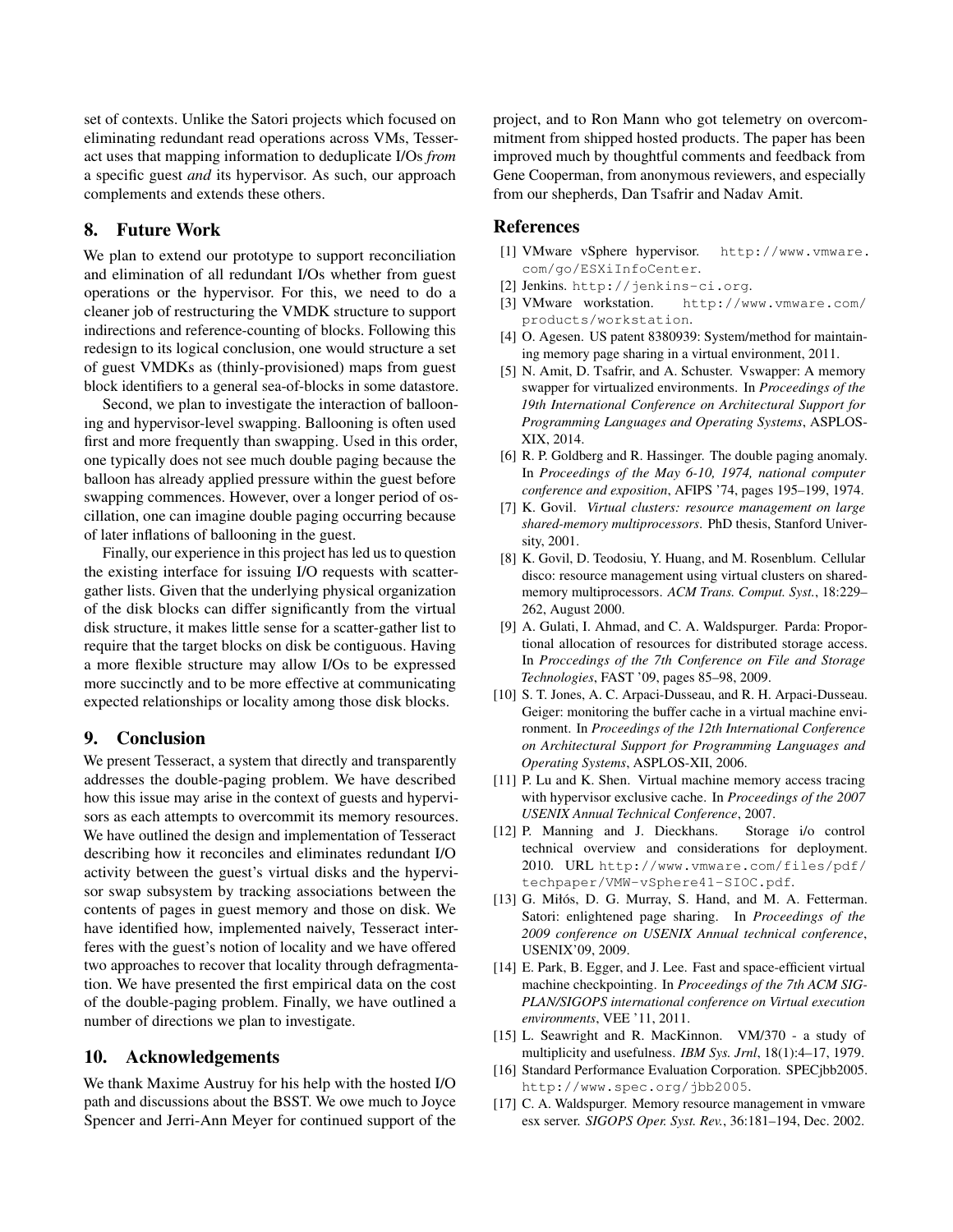set of contexts. Unlike the Satori projects which focused on eliminating redundant read operations across VMs, Tesseract uses that mapping information to deduplicate I/Os *from* a specific guest *and* its hypervisor. As such, our approach complements and extends these others.

## 8. Future Work

We plan to extend our prototype to support reconciliation and elimination of all redundant I/Os whether from guest operations or the hypervisor. For this, we need to do a cleaner job of restructuring the VMDK structure to support indirections and reference-counting of blocks. Following this redesign to its logical conclusion, one would structure a set of guest VMDKs as (thinly-provisioned) maps from guest block identifiers to a general sea-of-blocks in some datastore.

Second, we plan to investigate the interaction of ballooning and hypervisor-level swapping. Ballooning is often used first and more frequently than swapping. Used in this order, one typically does not see much double paging because the balloon has already applied pressure within the guest before swapping commences. However, over a longer period of oscillation, one can imagine double paging occurring because of later inflations of ballooning in the guest.

Finally, our experience in this project has led us to question the existing interface for issuing I/O requests with scatter-gather lists. Given that the underlying physical organization of the disk blocks can differ significantly from the virtual disk structure, it makes little sense for a scatter-gather list to require that the target blocks on disk be contiguous. Having a more flexible structure may allow I/Os to be expressed more succinctly and to be more effective at communicating expected relationships or locality among those disk blocks.

## 9. Conclusion

We present Tesseract, a system that directly and transparently addresses the double-paging problem. We have described how this issue may arise in the context of guests and hypervisors as each attempts to overcommit its memory resources. We have outlined the design and implementation of Tesseract describing how it reconciles and eliminates redundant I/O activity between the guest's virtual disks and the hypervisor swap subsystem by tracking associations between the contents of pages in guest memory and those on disk. We have identified how, implemented naively, Tesseract interferes with the guest's notion of locality and we have offered two approaches to recover that locality through defragmentation. We have presented the first empirical data on the cost of the double-paging problem. Finally, we have outlined a number of directions we plan to investigate.

## 10. Acknowledgements

We thank Maxime Austruy for his help with the hosted I/O path and discussions about the BSST. We owe much to Joyce Spencer and Jerri-Ann Meyer for continued support of the project, and to Ron Mann who got telemetry on overcommitment from shipped hosted products. The paper has been improved much by thoughtful comments and feedback from Gene Cooperman, from anonymous reviewers, and especially from our shepherds, Dan Tsafrir and Nadav Amit.

## References

[1] VMware vSphere hypervisor. http://www.vmware.com/go/ESXiInfoCenter.

[2] Jenkins. http://jenkins-ci.org.

[3] VMware workstation. http://www.vmware.com/products/workstation.

[4] O. Agesen. US patent 8380939: System/method for maintaining memory page sharing in a virtual environment, 2011.

[5] N. Amit, D. Tsafrir, and A. Schuster. Vswapper: A memory swapper for virtualized environments. In *Proceedings of the 19th International Conference on Architectural Support for Programming Languages and Operating Systems*, ASPLOS-XIX, 2014.

[6] R. P. Goldberg and R. Hassinger. The double paging anomaly. In *Proceedings of the May 6-10, 1974, national computer conference and exposition*, AFIPS '74, pages 195–199, 1974.

[7] K. Govil. *Virtual clusters: resource management on large shared-memory multiprocessors*. PhD thesis, Stanford University, 2001.

[8] K. Govil, D. Teodosiu, Y. Huang, and M. Rosenblum. Cellular disco: resource management using virtual clusters on shared-memory multiprocessors. *ACM Trans. Comput. Syst.*, 18:229–262, August 2000.

[9] A. Gulati, I. Ahmad, and C. A. Waldspurger. Parda: Proportional allocation of resources for distributed storage access. In *Proccedings of the 7th Conference on File and Storage Technologies*, FAST '09, pages 85–98, 2009.

[10] S. T. Jones, A. C. Arpaci-Dusseau, and R. H. Arpaci-Dusseau. Geiger: monitoring the buffer cache in a virtual machine environment. In *Proceedings of the 12th International Conference on Architectural Support for Programming Languages and Operating Systems*, ASPLOS-XII, 2006.

[11] P. Lu and K. Shen. Virtual machine memory access tracing with hypervisor exclusive cache. In *Proceedings of the 2007 USENIX Annual Technical Conference*, 2007.

[12] P. Manning and J. Dieckhans. Storage i/o control technical overview and considerations for deployment. 2010. URL http://www.vmware.com/files/pdf/techpaper/VMW-vSphere41-SIOC.pdf.

[13] G. Miłós, D. G. Murray, S. Hand, and M. A. Fetterman. Satori: enlightened page sharing. In *Proceedings of the 2009 conference on USENIX Annual technical conference*, USENIX'09, 2009.

[14] E. Park, B. Egger, and J. Lee. Fast and space-efficient virtual machine checkpointing. In *Proceedings of the 7th ACM SIGPLAN/SIGOPS international conference on Virtual execution environments*, VEE '11, 2011.

[15] L. Seawright and R. MacKinnon. VM/370 - a study of multiplicity and usefulness. *IBM Sys. Jrnl*, 18(1):4–17, 1979.

[16] Standard Performance Evaluation Corporation. SPECjbb2005. http://www.spec.org/jbb2005.

[17] C. A. Waldspurger. Memory resource management in vmware esx server. *SIGOPS Oper. Syst. Rev.*, 36:181–194, Dec. 2002.